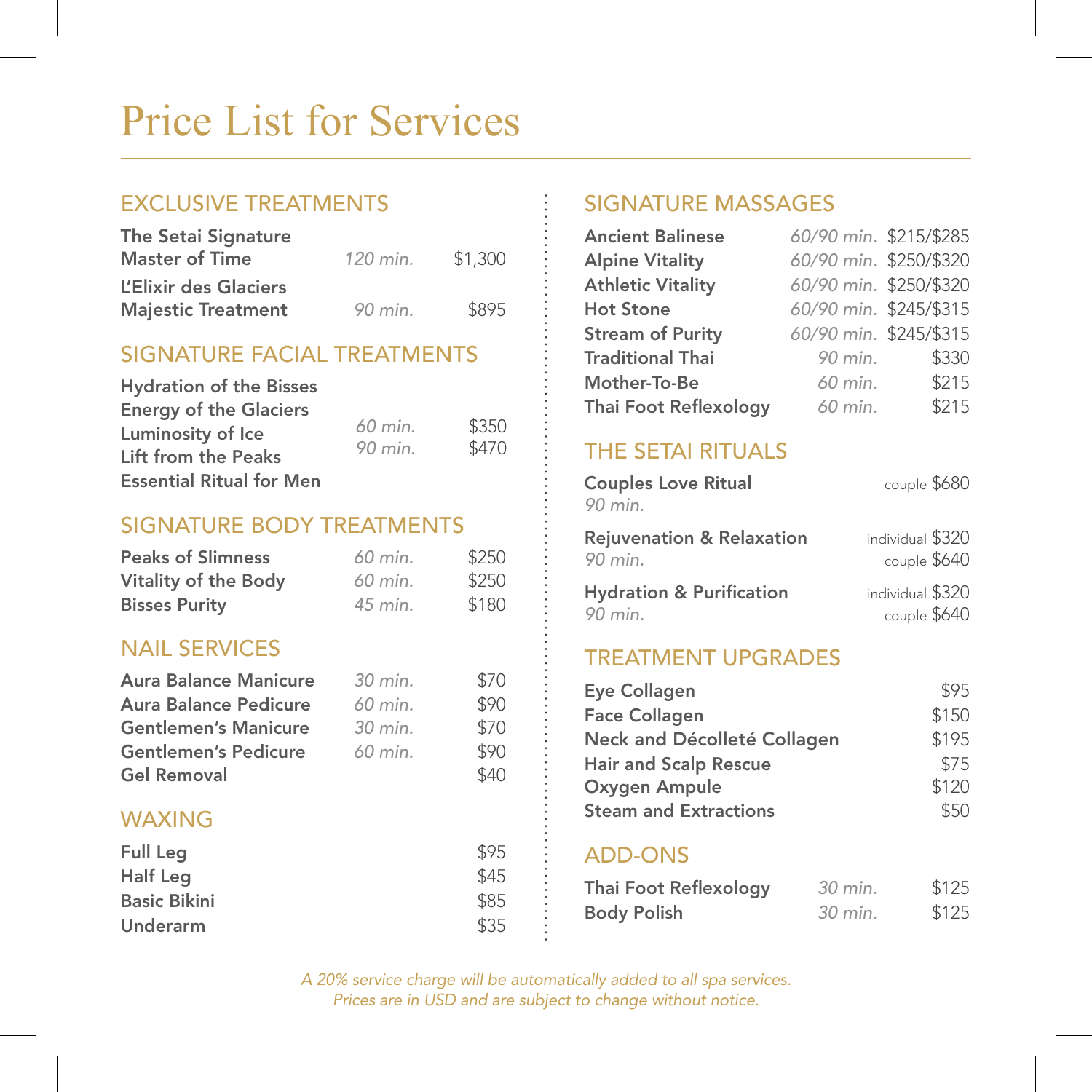# Price List for Services

## EXCLUSIVE TREATMENTS

| Treatment | Duration | Price |
|---|---|---|
| **The Setai Signature Master of Time** | *120 min.* | $1,300 |
| **L'Elixir des Glaciers Majestic Treatment** | *90 min.* | $895 |

## SIGNATURE FACIAL TREATMENTS

**Hydration of the Bisses**
**Energy of the Glaciers**
**Luminosity of Ice**
**Lift from the Peaks**
**Essential Ritual for Men**

| Duration | Price |
|---|---|
| *60 min.* | $350 |
| *90 min.* | $470 |

## SIGNATURE BODY TREATMENTS

| Treatment | Duration | Price |
|---|---|---|
| **Peaks of Slimness** | *60 min.* | $250 |
| **Vitality of the Body** | *60 min.* | $250 |
| **Bisses Purity** | *45 min.* | $180 |

## NAIL SERVICES

| Service | Duration | Price |
|---|---|---|
| **Aura Balance Manicure** | *30 min.* | $70 |
| **Aura Balance Pedicure** | *60 min.* | $90 |
| **Gentlemen's Manicure** | *30 min.* | $70 |
| **Gentlemen's Pedicure** | *60 min.* | $90 |
| **Gel Removal** | | $40 |

## WAXING

| Service | Price |
|---|---|
| **Full Leg** | $95 |
| **Half Leg** | $45 |
| **Basic Bikini** | $85 |
| **Underarm** | $35 |

## SIGNATURE MASSAGES

| Massage | Duration | Price |
|---|---|---|
| **Ancient Balinese** | *60/90 min.* | $215/$285 |
| **Alpine Vitality** | *60/90 min.* | $250/$320 |
| **Athletic Vitality** | *60/90 min.* | $250/$320 |
| **Hot Stone** | *60/90 min.* | $245/$315 |
| **Stream of Purity** | *60/90 min.* | $245/$315 |
| **Traditional Thai** | *90 min.* | $330 |
| **Mother-To-Be** | *60 min.* | $215 |
| **Thai Foot Reflexology** | *60 min.* | $215 |

## THE SETAI RITUALS

| Ritual | Price |
|---|---|
| **Couples Love Ritual** *90 min.* | couple $680 |
| **Rejuvenation & Relaxation** *90 min.* | individual $320 / couple $640 |
| **Hydration & Purification** *90 min.* | individual $320 / couple $640 |

## TREATMENT UPGRADES

| Upgrade | Price |
|---|---|
| **Eye Collagen** | $95 |
| **Face Collagen** | $150 |
| **Neck and Décolleté Collagen** | $195 |
| **Hair and Scalp Rescue** | $75 |
| **Oxygen Ampule** | $120 |
| **Steam and Extractions** | $50 |

## ADD-ONS

| Add-On | Duration | Price |
|---|---|---|
| **Thai Foot Reflexology** | *30 min.* | $125 |
| **Body Polish** | *30 min.* | $125 |

*A 20% service charge will be automatically added to all spa services.*
*Prices are in USD and are subject to change without notice.*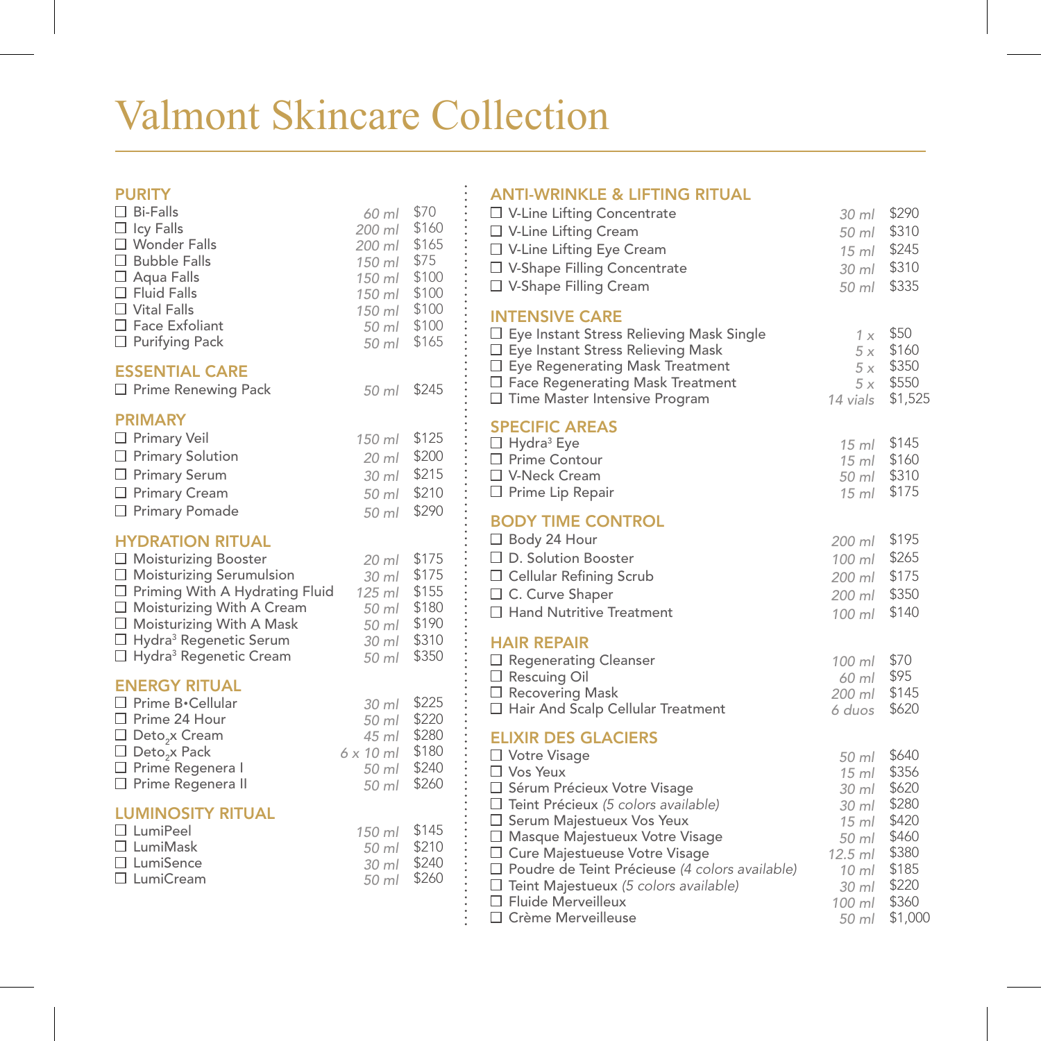# Valmont Skincare Collection

## PURITY

| | | |
|---|---|---|
| ☐ Bi-Falls | *60 ml* | $70 |
| ☐ Icy Falls | *200 ml* | $160 |
| ☐ Wonder Falls | *200 ml* | $165 |
| ☐ Bubble Falls | *150 ml* | $75 |
| ☐ Aqua Falls | *150 ml* | $100 |
| ☐ Fluid Falls | *150 ml* | $100 |
| ☐ Vital Falls | *150 ml* | $100 |
| ☐ Face Exfoliant | *50 ml* | $100 |
| ☐ Purifying Pack | *50 ml* | $165 |

## ESSENTIAL CARE

| | | |
|---|---|---|
| ☐ Prime Renewing Pack | *50 ml* | $245 |

## PRIMARY

| | | |
|---|---|---|
| ☐ Primary Veil | *150 ml* | $125 |
| ☐ Primary Solution | *20 ml* | $200 |
| ☐ Primary Serum | *30 ml* | $215 |
| ☐ Primary Cream | *50 ml* | $210 |
| ☐ Primary Pomade | *50 ml* | $290 |

## HYDRATION RITUAL

| | | |
|---|---|---|
| ☐ Moisturizing Booster | *20 ml* | $175 |
| ☐ Moisturizing Serumulsion | *30 ml* | $175 |
| ☐ Priming With A Hydrating Fluid | *125 ml* | $155 |
| ☐ Moisturizing With A Cream | *50 ml* | $180 |
| ☐ Moisturizing With A Mask | *50 ml* | $190 |
| ☐ Hydra³ Regenetic Serum | *30 ml* | $310 |
| ☐ Hydra³ Regenetic Cream | *50 ml* | $350 |

## ENERGY RITUAL

| | | |
|---|---|---|
| ☐ Prime B•Cellular | *30 ml* | $225 |
| ☐ Prime 24 Hour | *50 ml* | $220 |
| ☐ Deto$_2$x Cream | *45 ml* | $280 |
| ☐ Deto$_2$x Pack | *6 x 10 ml* | $180 |
| ☐ Prime Regenera I | *50 ml* | $240 |
| ☐ Prime Regenera II | *50 ml* | $260 |

## LUMINOSITY RITUAL

| | | |
|---|---|---|
| ☐ LumiPeel | *150 ml* | $145 |
| ☐ LumiMask | *50 ml* | $210 |
| ☐ LumiSence | *30 ml* | $240 |
| ☐ LumiCream | *50 ml* | $260 |

## ANTI-WRINKLE & LIFTING RITUAL

| | | |
|---|---|---|
| ☐ V-Line Lifting Concentrate | *30 ml* | $290 |
| ☐ V-Line Lifting Cream | *50 ml* | $310 |
| ☐ V-Line Lifting Eye Cream | *15 ml* | $245 |
| ☐ V-Shape Filling Concentrate | *30 ml* | $310 |
| ☐ V-Shape Filling Cream | *50 ml* | $335 |

## INTENSIVE CARE

| | | |
|---|---|---|
| ☐ Eye Instant Stress Relieving Mask Single | *1 x* | $50 |
| ☐ Eye Instant Stress Relieving Mask | *5 x* | $160 |
| ☐ Eye Regenerating Mask Treatment | *5 x* | $350 |
| ☐ Face Regenerating Mask Treatment | *5 x* | $550 |
| ☐ Time Master Intensive Program | *14 vials* | $1,525 |

## SPECIFIC AREAS

| | | |
|---|---|---|
| ☐ Hydra³ Eye | *15 ml* | $145 |
| ☐ Prime Contour | *15 ml* | $160 |
| ☐ V-Neck Cream | *50 ml* | $310 |
| ☐ Prime Lip Repair | *15 ml* | $175 |

## BODY TIME CONTROL

| | | |
|---|---|---|
| ☐ Body 24 Hour | *200 ml* | $195 |
| ☐ D. Solution Booster | *100 ml* | $265 |
| ☐ Cellular Refining Scrub | *200 ml* | $175 |
| ☐ C. Curve Shaper | *200 ml* | $350 |
| ☐ Hand Nutritive Treatment | *100 ml* | $140 |

## HAIR REPAIR

| | | |
|---|---|---|
| ☐ Regenerating Cleanser | *100 ml* | $70 |
| ☐ Rescuing Oil | *60 ml* | $95 |
| ☐ Recovering Mask | *200 ml* | $145 |
| ☐ Hair And Scalp Cellular Treatment | *6 duos* | $620 |

## ELIXIR DES GLACIERS

| | | |
|---|---|---|
| ☐ Votre Visage | *50 ml* | $640 |
| ☐ Vos Yeux | *15 ml* | $356 |
| ☐ Sérum Précieux Votre Visage | *30 ml* | $620 |
| ☐ Teint Précieux *(5 colors available)* | *30 ml* | $280 |
| ☐ Serum Majestueux Vos Yeux | *15 ml* | $420 |
| ☐ Masque Majestueux Votre Visage | *50 ml* | $460 |
| ☐ Cure Majestueuse Votre Visage | *12.5 ml* | $380 |
| ☐ Poudre de Teint Précieuse *(4 colors available)* | *10 ml* | $185 |
| ☐ Teint Majestueux *(5 colors available)* | *30 ml* | $220 |
| ☐ Fluide Merveilleux | *100 ml* | $360 |
| ☐ Crème Merveilleuse | *50 ml* | $1,000 |